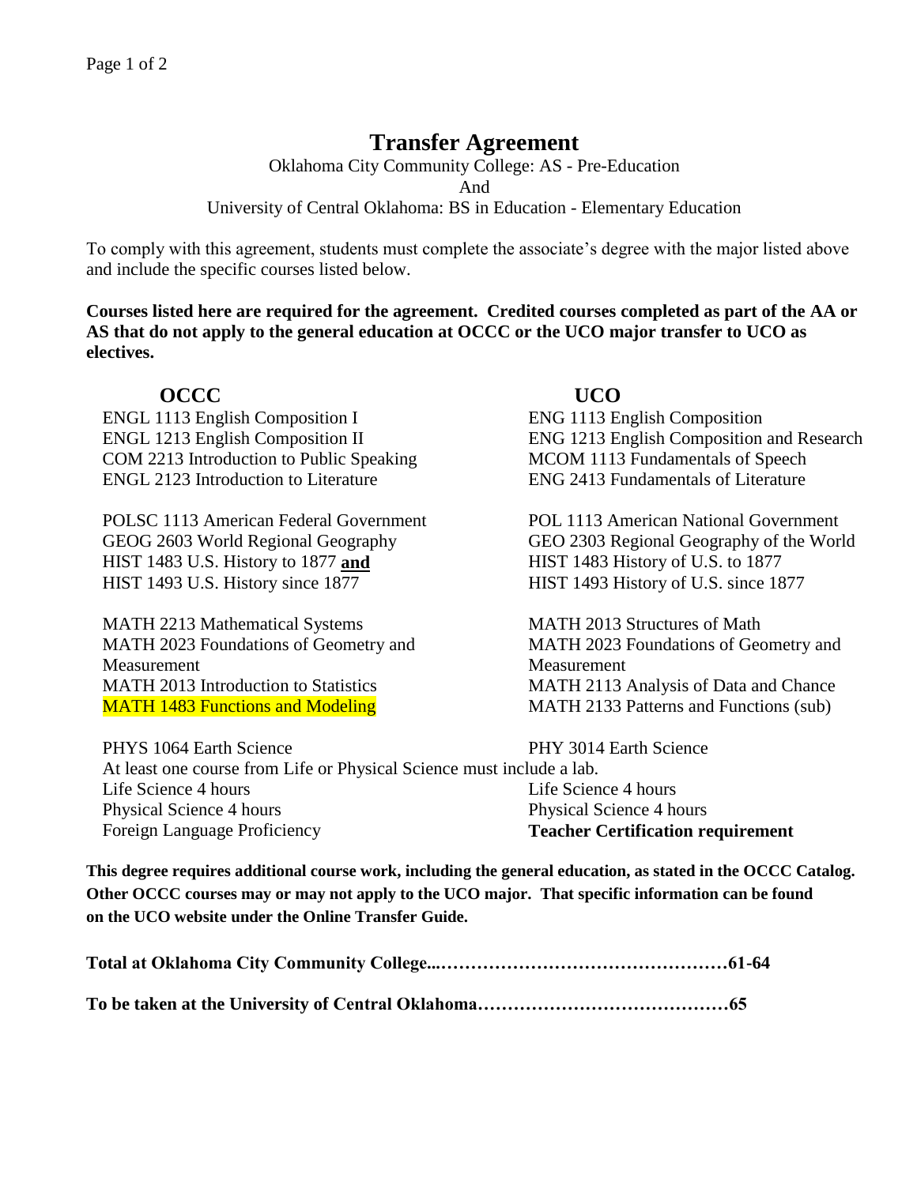# Transfer Agreement

Oklahoma City Community College: AS - Pre-Education
And
University of Central Oklahoma: BS in Education - Elementary Education

To comply with this agreement, students must complete the associate's degree with the major listed above and include the specific courses listed below.

**Courses listed here are required for the agreement. Credited courses completed as part of the AA or AS that do not apply to the general education at OCCC or the UCO major transfer to UCO as electives.**

| OCCC | UCO |
| --- | --- |
| ENGL 1113 English Composition I | ENG 1113 English Composition |
| ENGL 1213 English Composition II | ENG 1213 English Composition and Research |
| COM 2213 Introduction to Public Speaking | MCOM 1113 Fundamentals of Speech |
| ENGL 2123 Introduction to Literature | ENG 2413 Fundamentals of Literature |
| | |
| POLSC 1113 American Federal Government | POL 1113 American National Government |
| GEOG 2603 World Regional Geography | GEO 2303 Regional Geography of the World |
| HIST 1483 U.S. History to 1877 **and** | HIST 1483 History of U.S. to 1877 |
| HIST 1493 U.S. History since 1877 | HIST 1493 History of U.S. since 1877 |
| | |
| MATH 2213 Mathematical Systems | MATH 2013 Structures of Math |
| MATH 2023 Foundations of Geometry and Measurement | MATH 2023 Foundations of Geometry and Measurement |
| MATH 2013 Introduction to Statistics | MATH 2113 Analysis of Data and Chance |
| MATH 1483 Functions and Modeling | MATH 2133 Patterns and Functions (sub) |
| | |
| PHYS 1064 Earth Science | PHY 3014 Earth Science |
| At least one course from Life or Physical Science must include a lab. | |
| Life Science 4 hours | Life Science 4 hours |
| Physical Science 4 hours | Physical Science 4 hours |
| Foreign Language Proficiency | **Teacher Certification requirement** |

**This degree requires additional course work, including the general education, as stated in the OCCC Catalog. Other OCCC courses may or may not apply to the UCO major. That specific information can be found on the UCO website under the Online Transfer Guide.**

**Total at Oklahoma City Community College...……………………………………61-64**

**To be taken at the University of Central Oklahoma……………………………………65**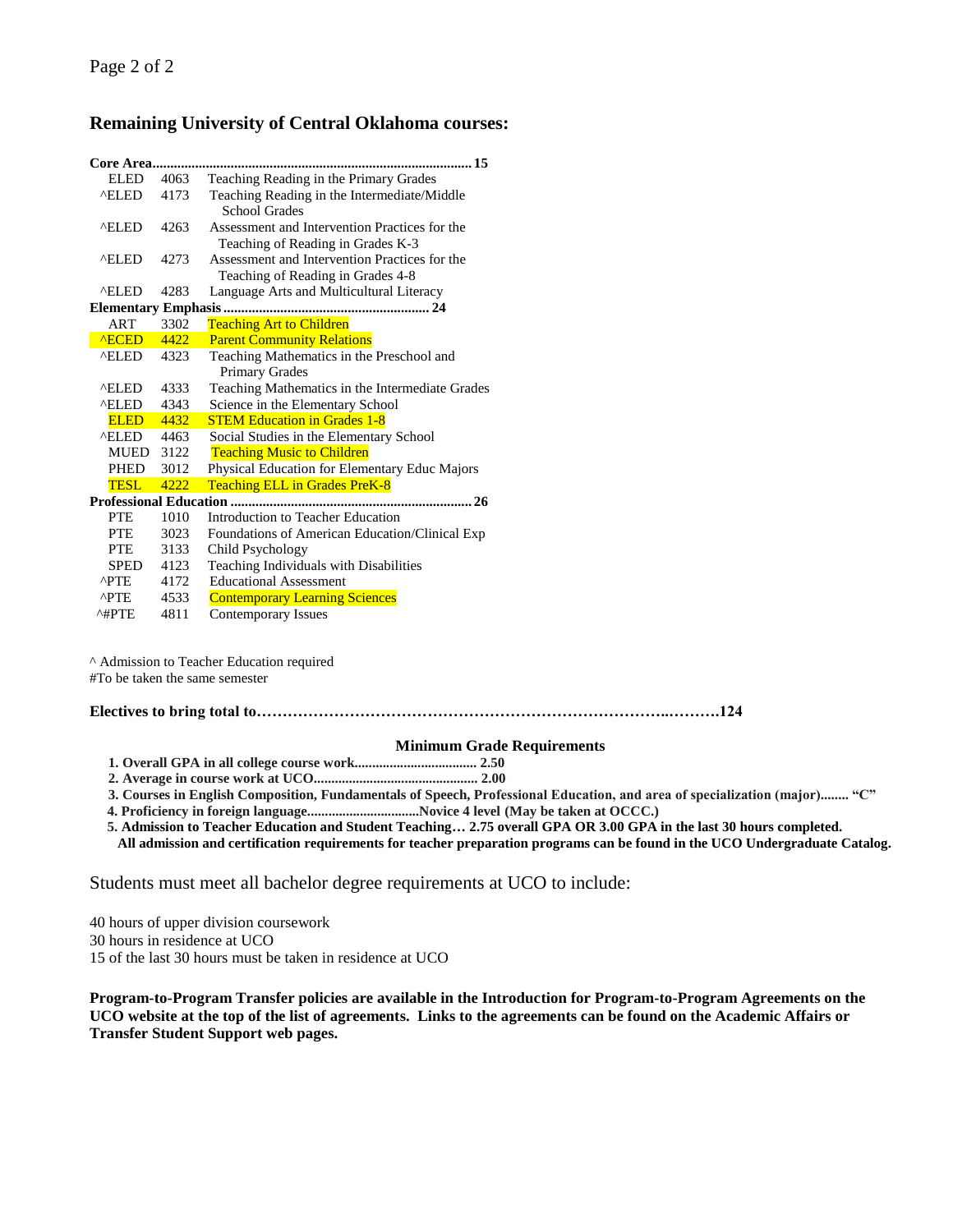## Remaining University of Central Oklahoma courses:

| | | |
|---|---|---|
| **Core Area........................................................................................15** | | |
| ELED | 4063 | Teaching Reading in the Primary Grades |
| ^ELED | 4173 | Teaching Reading in the Intermediate/Middle School Grades |
| ^ELED | 4263 | Assessment and Intervention Practices for the Teaching of Reading in Grades K-3 |
| ^ELED | 4273 | Assessment and Intervention Practices for the Teaching of Reading in Grades 4-8 |
| ^ELED | 4283 | Language Arts and Multicultural Literacy |
| **Elementary Emphasis.........................................................24** | | |
| ART | 3302 | Teaching Art to Children |
| ^ECED | 4422 | Parent Community Relations |
| ^ELED | 4323 | Teaching Mathematics in the Preschool and Primary Grades |
| ^ELED | 4333 | Teaching Mathematics in the Intermediate Grades |
| ^ELED | 4343 | Science in the Elementary School |
| ELED | 4432 | STEM Education in Grades 1-8 |
| ^ELED | 4463 | Social Studies in the Elementary School |
| MUED | 3122 | Teaching Music to Children |
| PHED | 3012 | Physical Education for Elementary Educ Majors |
| TESL | 4222 | Teaching ELL in Grades PreK-8 |
| **Professional Education...................................................................26** | | |
| PTE | 1010 | Introduction to Teacher Education |
| PTE | 3023 | Foundations of American Education/Clinical Exp |
| PTE | 3133 | Child Psychology |
| SPED | 4123 | Teaching Individuals with Disabilities |
| ^PTE | 4172 | Educational Assessment |
| ^PTE | 4533 | Contemporary Learning Sciences |
| ^#PTE | 4811 | Contemporary Issues |

^ Admission to Teacher Education required
#To be taken the same semester

**Electives to bring total to……………………………………………………………………..……….124**

### Minimum Grade Requirements

**1. Overall GPA in all college course work.................................. 2.50**
**2. Average in course work at UCO.............................................. 2.00**
**3. Courses in English Composition, Fundamentals of Speech, Professional Education, and area of specialization (major)........ "C"**
**4. Proficiency in foreign language...............................Novice 4 level (May be taken at OCCC.)**
**5. Admission to Teacher Education and Student Teaching… 2.75 overall GPA OR 3.00 GPA in the last 30 hours completed.**
**All admission and certification requirements for teacher preparation programs can be found in the UCO Undergraduate Catalog.**

Students must meet all bachelor degree requirements at UCO to include:

40 hours of upper division coursework
30 hours in residence at UCO
15 of the last 30 hours must be taken in residence at UCO

**Program-to-Program Transfer policies are available in the Introduction for Program-to-Program Agreements on the UCO website at the top of the list of agreements. Links to the agreements can be found on the Academic Affairs or Transfer Student Support web pages.**